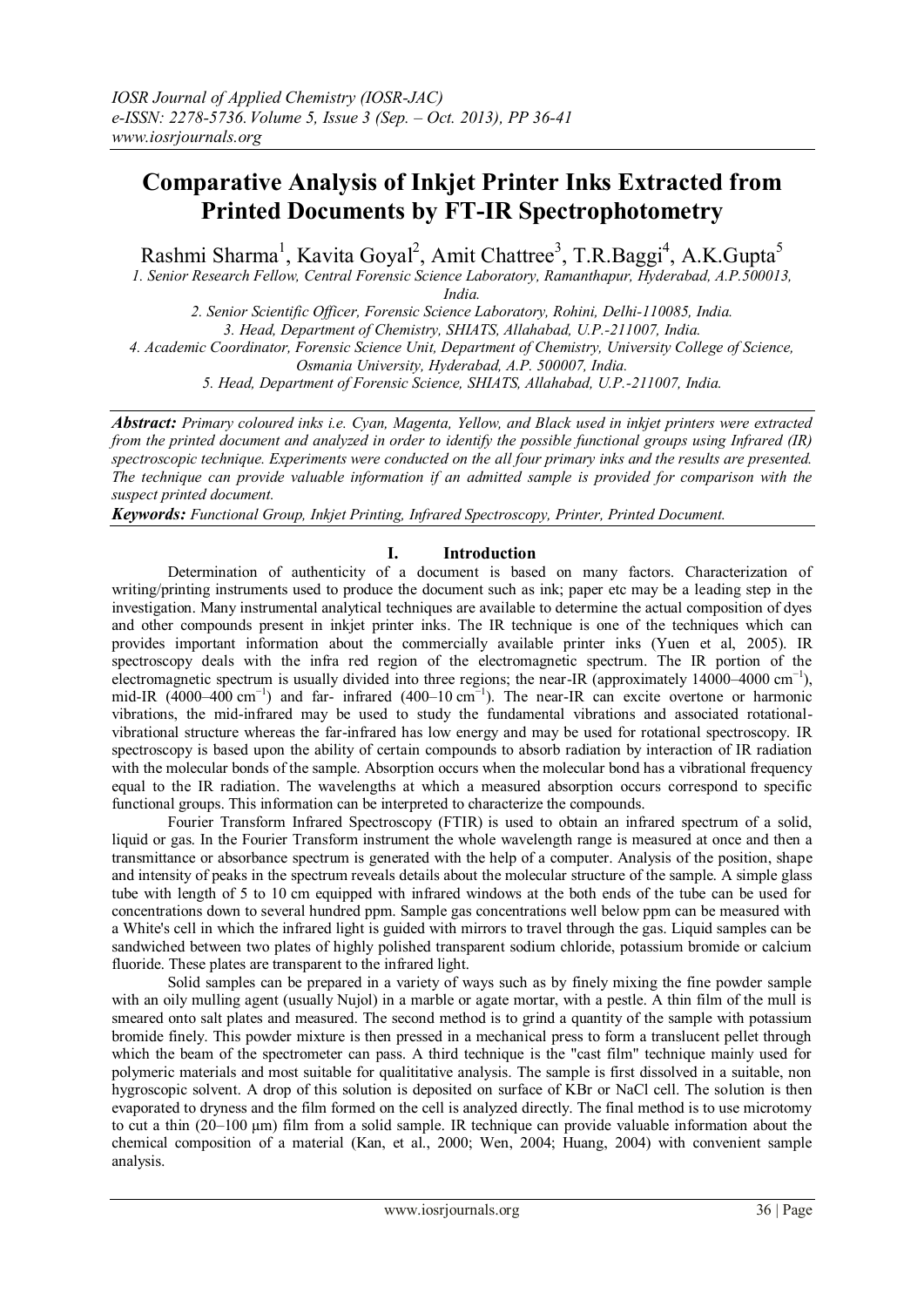*IOSR Journal of Applied Chemistry (IOSR-JAC)*
*e-ISSN: 2278-5736. Volume 5, Issue 3 (Sep. – Oct. 2013), PP 36-41*
*www.iosrjournals.org*

# Comparative Analysis of Inkjet Printer Inks Extracted from Printed Documents by FT-IR Spectrophotometry

Rashmi Sharma[1], Kavita Goyal[2], Amit Chattree[3], T.R.Baggi[4], A.K.Gupta[5]

*1. Senior Research Fellow, Central Forensic Science Laboratory, Ramanthapur, Hyderabad, A.P.500013, India.*
*2. Senior Scientific Officer, Forensic Science Laboratory, Rohini, Delhi-110085, India.*
*3. Head, Department of Chemistry, SHIATS, Allahabad, U.P.-211007, India.*
*4. Academic Coordinator, Forensic Science Unit, Department of Chemistry, University College of Science, Osmania University, Hyderabad, A.P. 500007, India.*
*5. Head, Department of Forensic Science, SHIATS, Allahabad, U.P.-211007, India.*

***Abstract:*** *Primary coloured inks i.e. Cyan, Magenta, Yellow, and Black used in inkjet printers were extracted from the printed document and analyzed in order to identify the possible functional groups using Infrared (IR) spectroscopic technique. Experiments were conducted on the all four primary inks and the results are presented. The technique can provide valuable information if an admitted sample is provided for comparison with the suspect printed document.*

***Keywords:*** *Functional Group, Inkjet Printing, Infrared Spectroscopy, Printer, Printed Document.*

## I. Introduction

Determination of authenticity of a document is based on many factors. Characterization of writing/printing instruments used to produce the document such as ink; paper etc may be a leading step in the investigation. Many instrumental analytical techniques are available to determine the actual composition of dyes and other compounds present in inkjet printer inks. The IR technique is one of the techniques which can provides important information about the commercially available printer inks (Yuen et al, 2005). IR spectroscopy deals with the infra red region of the electromagnetic spectrum. The IR portion of the electromagnetic spectrum is usually divided into three regions; the near-IR (approximately 14000–4000 $cm^{-1}$), mid-IR (4000–400 $cm^{-1}$) and far- infrared (400–10 $cm^{-1}$). The near-IR can excite overtone or harmonic vibrations, the mid-infrared may be used to study the fundamental vibrations and associated rotational-vibrational structure whereas the far-infrared has low energy and may be used for rotational spectroscopy. IR spectroscopy is based upon the ability of certain compounds to absorb radiation by interaction of IR radiation with the molecular bonds of the sample. Absorption occurs when the molecular bond has a vibrational frequency equal to the IR radiation. The wavelengths at which a measured absorption occurs correspond to specific functional groups. This information can be interpreted to characterize the compounds.

Fourier Transform Infrared Spectroscopy (FTIR) is used to obtain an infrared spectrum of a solid, liquid or gas. In the Fourier Transform instrument the whole wavelength range is measured at once and then a transmittance or absorbance spectrum is generated with the help of a computer. Analysis of the position, shape and intensity of peaks in the spectrum reveals details about the molecular structure of the sample. A simple glass tube with length of 5 to 10 cm equipped with infrared windows at the both ends of the tube can be used for concentrations down to several hundred ppm. Sample gas concentrations well below ppm can be measured with a White's cell in which the infrared light is guided with mirrors to travel through the gas. Liquid samples can be sandwiched between two plates of highly polished transparent sodium chloride, potassium bromide or calcium fluoride. These plates are transparent to the infrared light.

Solid samples can be prepared in a variety of ways such as by finely mixing the fine powder sample with an oily mulling agent (usually Nujol) in a marble or agate mortar, with a pestle. A thin film of the mull is smeared onto salt plates and measured. The second method is to grind a quantity of the sample with potassium bromide finely. This powder mixture is then pressed in a mechanical press to form a translucent pellet through which the beam of the spectrometer can pass. A third technique is the "cast film" technique mainly used for polymeric materials and most suitable for qualititative analysis. The sample is first dissolved in a suitable, non hygroscopic solvent. A drop of this solution is deposited on surface of KBr or NaCl cell. The solution is then evaporated to dryness and the film formed on the cell is analyzed directly. The final method is to use microtomy to cut a thin (20–100 μm) film from a solid sample. IR technique can provide valuable information about the chemical composition of a material (Kan, et al., 2000; Wen, 2004; Huang, 2004) with convenient sample analysis.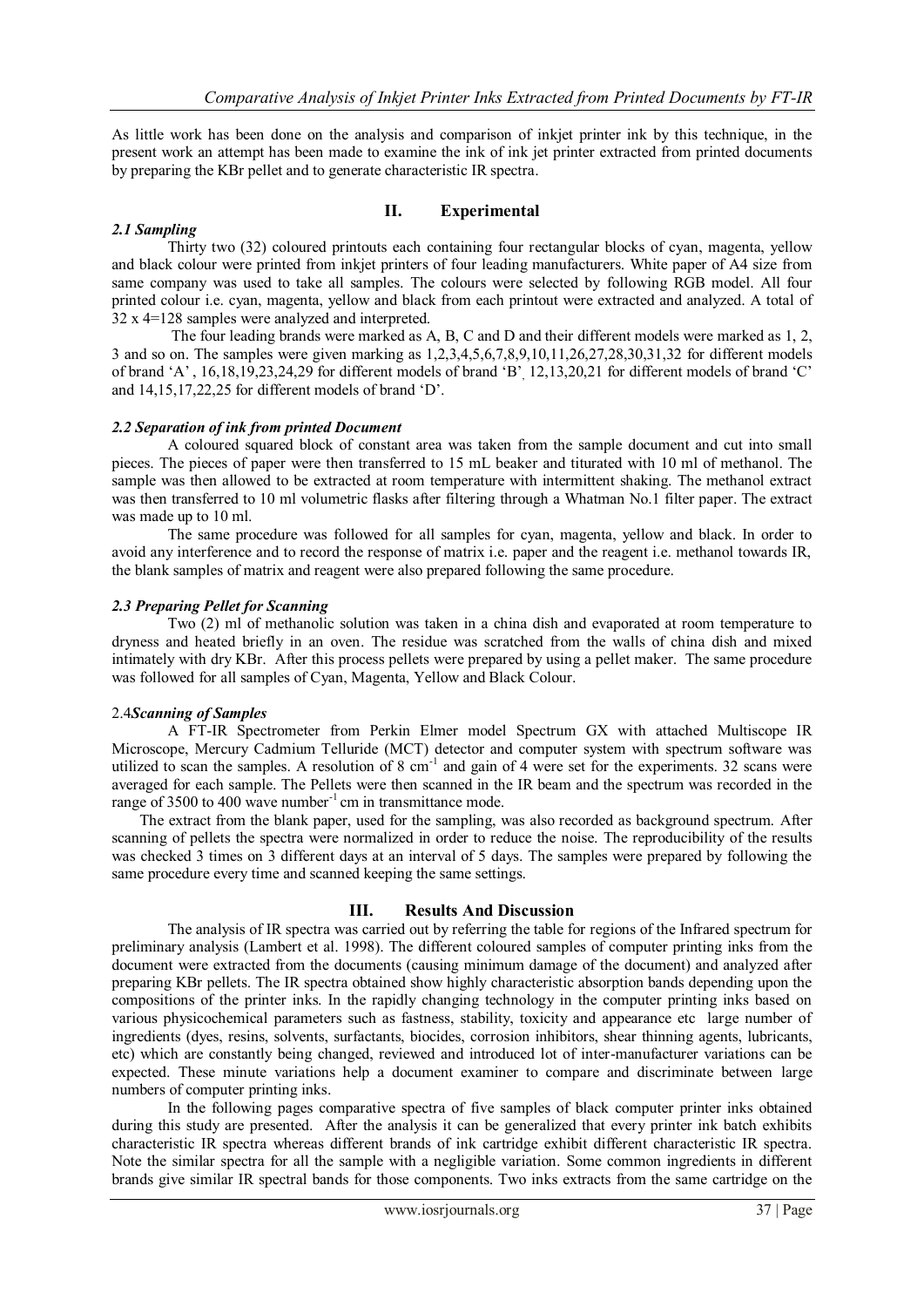As little work has been done on the analysis and comparison of inkjet printer ink by this technique, in the present work an attempt has been made to examine the ink of ink jet printer extracted from printed documents by preparing the KBr pellet and to generate characteristic IR spectra.

## II. Experimental

### *2.1 Sampling*

Thirty two (32) coloured printouts each containing four rectangular blocks of cyan, magenta, yellow and black colour were printed from inkjet printers of four leading manufacturers. White paper of A4 size from same company was used to take all samples. The colours were selected by following RGB model. All four printed colour i.e. cyan, magenta, yellow and black from each printout were extracted and analyzed. A total of 32 x 4=128 samples were analyzed and interpreted.

The four leading brands were marked as A, B, C and D and their different models were marked as 1, 2, 3 and so on. The samples were given marking as 1,2,3,4,5,6,7,8,9,10,11,26,27,28,30,31,32 for different models of brand 'A' , 16,18,19,23,24,29 for different models of brand 'B', 12,13,20,21 for different models of brand 'C' and 14,15,17,22,25 for different models of brand 'D'.

### *2.2 Separation of ink from printed Document*

A coloured squared block of constant area was taken from the sample document and cut into small pieces. The pieces of paper were then transferred to 15 mL beaker and titurated with 10 ml of methanol. The sample was then allowed to be extracted at room temperature with intermittent shaking. The methanol extract was then transferred to 10 ml volumetric flasks after filtering through a Whatman No.1 filter paper. The extract was made up to 10 ml.

The same procedure was followed for all samples for cyan, magenta, yellow and black. In order to avoid any interference and to record the response of matrix i.e. paper and the reagent i.e. methanol towards IR, the blank samples of matrix and reagent were also prepared following the same procedure.

### *2.3 Preparing Pellet for Scanning*

Two (2) ml of methanolic solution was taken in a china dish and evaporated at room temperature to dryness and heated briefly in an oven. The residue was scratched from the walls of china dish and mixed intimately with dry KBr. After this process pellets were prepared by using a pellet maker. The same procedure was followed for all samples of Cyan, Magenta, Yellow and Black Colour.

### 2.4 *Scanning of Samples*

A FT-IR Spectrometer from Perkin Elmer model Spectrum GX with attached Multiscope IR Microscope, Mercury Cadmium Telluride (MCT) detector and computer system with spectrum software was utilized to scan the samples. A resolution of 8 $cm^{-1}$ and gain of 4 were set for the experiments. 32 scans were averaged for each sample. The Pellets were then scanned in the IR beam and the spectrum was recorded in the range of 3500 to 400 wave number$^{-1}$ cm in transmittance mode.

The extract from the blank paper, used for the sampling, was also recorded as background spectrum. After scanning of pellets the spectra were normalized in order to reduce the noise. The reproducibility of the results was checked 3 times on 3 different days at an interval of 5 days. The samples were prepared by following the same procedure every time and scanned keeping the same settings.

## III. Results And Discussion

The analysis of IR spectra was carried out by referring the table for regions of the Infrared spectrum for preliminary analysis (Lambert et al. 1998). The different coloured samples of computer printing inks from the document were extracted from the documents (causing minimum damage of the document) and analyzed after preparing KBr pellets. The IR spectra obtained show highly characteristic absorption bands depending upon the compositions of the printer inks. In the rapidly changing technology in the computer printing inks based on various physicochemical parameters such as fastness, stability, toxicity and appearance etc large number of ingredients (dyes, resins, solvents, surfactants, biocides, corrosion inhibitors, shear thinning agents, lubricants, etc) which are constantly being changed, reviewed and introduced lot of inter-manufacturer variations can be expected. These minute variations help a document examiner to compare and discriminate between large numbers of computer printing inks.

In the following pages comparative spectra of five samples of black computer printer inks obtained during this study are presented. After the analysis it can be generalized that every printer ink batch exhibits characteristic IR spectra whereas different brands of ink cartridge exhibit different characteristic IR spectra. Note the similar spectra for all the sample with a negligible variation. Some common ingredients in different brands give similar IR spectral bands for those components. Two inks extracts from the same cartridge on the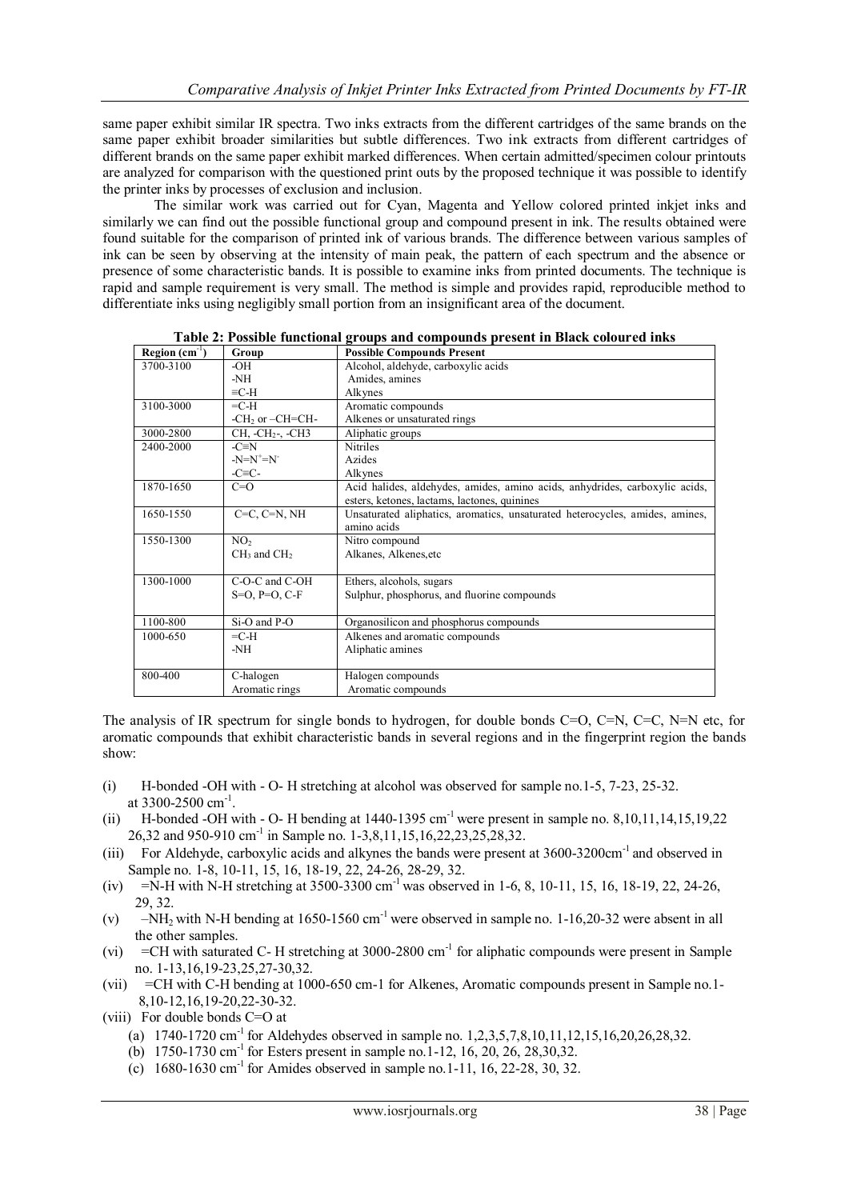same paper exhibit similar IR spectra. Two inks extracts from the different cartridges of the same brands on the same paper exhibit broader similarities but subtle differences. Two ink extracts from different cartridges of different brands on the same paper exhibit marked differences. When certain admitted/specimen colour printouts are analyzed for comparison with the questioned print outs by the proposed technique it was possible to identify the printer inks by processes of exclusion and inclusion.

The similar work was carried out for Cyan, Magenta and Yellow colored printed inkjet inks and similarly we can find out the possible functional group and compound present in ink. The results obtained were found suitable for the comparison of printed ink of various brands. The difference between various samples of ink can be seen by observing at the intensity of main peak, the pattern of each spectrum and the absence or presence of some characteristic bands. It is possible to examine inks from printed documents. The technique is rapid and sample requirement is very small. The method is simple and provides rapid, reproducible method to differentiate inks using negligibly small portion from an insignificant area of the document.

**Table 2: Possible functional groups and compounds present in Black coloured inks**

| Region ($cm^{-1}$) | Group | Possible Compounds Present |
|---|---|---|
| 3700-3100 | -OH<br>-NH<br>≡C-H | Alcohol, aldehyde, carboxylic acids<br>Amides, amines<br>Alkynes |
| 3100-3000 | =C-H<br>$-CH_2$ or –CH=CH- | Aromatic compounds<br>Alkenes or unsaturated rings |
| 3000-2800 | CH, $-CH_2-$, -CH3 | Aliphatic groups |
| 2400-2000 | -C≡N<br>$-N=N^+=N^-$<br>-C≡C- | Nitriles<br>Azides<br>Alkynes |
| 1870-1650 | C=O | Acid halides, aldehydes, amides, amino acids, anhydrides, carboxylic acids, esters, ketones, lactams, lactones, quinines |
| 1650-1550 | C=C, C=N, NH | Unsaturated aliphatics, aromatics, unsaturated heterocycles, amides, amines, amino acids |
| 1550-1300 | $NO_2$<br>$CH_3$ and $CH_2$ | Nitro compound<br>Alkanes, Alkenes,etc |
| 1300-1000 | C-O-C and C-OH<br>S=O, P=O, C-F | Ethers, alcohols, sugars<br>Sulphur, phosphorus, and fluorine compounds |
| 1100-800 | Si-O and P-O | Organosilicon and phosphorus compounds |
| 1000-650 | =C-H<br>-NH | Alkenes and aromatic compounds<br>Aliphatic amines |
| 800-400 | C-halogen<br>Aromatic rings | Halogen compounds<br>Aromatic compounds |

The analysis of IR spectrum for single bonds to hydrogen, for double bonds C=O, C=N, C=C, N=N etc, for aromatic compounds that exhibit characteristic bands in several regions and in the fingerprint region the bands show:

(i) H-bonded -OH with - O- H stretching at alcohol was observed for sample no.1-5, 7-23, 25-32. at 3300-2500 $cm^{-1}$.

(ii) H-bonded -OH with - O- H bending at 1440-1395 $cm^{-1}$ were present in sample no. 8,10,11,14,15,19,22 26,32 and 950-910 $cm^{-1}$ in Sample no. 1-3,8,11,15,16,22,23,25,28,32.

(iii) For Aldehyde, carboxylic acids and alkynes the bands were present at 3600-3200$cm^{-1}$ and observed in Sample no. 1-8, 10-11, 15, 16, 18-19, 22, 24-26, 28-29, 32.

(iv) =N-H with N-H stretching at 3500-3300 $cm^{-1}$ was observed in 1-6, 8, 10-11, 15, 16, 18-19, 22, 24-26, 29, 32.

(v) $-NH_2$ with N-H bending at 1650-1560 $cm^{-1}$ were observed in sample no. 1-16,20-32 were absent in all the other samples.

(vi) =CH with saturated C- H stretching at 3000-2800 $cm^{-1}$ for aliphatic compounds were present in Sample no. 1-13,16,19-23,25,27-30,32.

(vii) =CH with C-H bending at 1000-650 cm-1 for Alkenes, Aromatic compounds present in Sample no.1-8,10-12,16,19-20,22-30-32.

(viii) For double bonds C=O at

   (a) 1740-1720 $cm^{-1}$ for Aldehydes observed in sample no. 1,2,3,5,7,8,10,11,12,15,16,20,26,28,32.
   
   (b) 1750-1730 $cm^{-1}$ for Esters present in sample no.1-12, 16, 20, 26, 28,30,32.
   
   (c) 1680-1630 $cm^{-1}$ for Amides observed in sample no.1-11, 16, 22-28, 30, 32.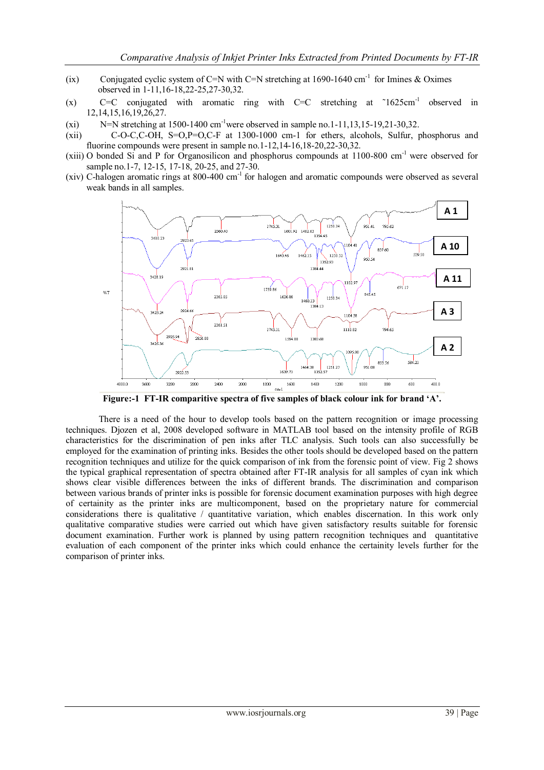(ix) Conjugated cyclic system of C=N with C=N stretching at 1690-1640 $cm^{-1}$ for Imines & Oximes observed in 1-11,16-18,22-25,27-30,32.

(x) C=C conjugated with aromatic ring with C=C stretching at ~1625$cm^{-1}$ observed in 12,14,15,16,19,26,27.

(xi) N=N stretching at 1500-1400 $cm^{-1}$were observed in sample no.1-11,13,15-19,21-30,32.

(xii) C-O-C,C-OH, S=O,P=O,C-F at 1300-1000 cm-1 for ethers, alcohols, Sulfur, phosphorus and fluorine compounds were present in sample no.1-12,14-16,18-20,22-30,32.

(xiii) O bonded Si and P for Organosilicon and phosphorus compounds at 1100-800 $cm^{-1}$ were observed for sample no.1-7, 12-15, 17-18, 20-25, and 27-30.

(xiv) C-halogen aromatic rings at 800-400 $cm^{-1}$ for halogen and aromatic compounds were observed as several weak bands in all samples.

**Figure:-1 FT-IR comparitive spectra of five samples of black colour ink for brand 'A'.**

There is a need of the hour to develop tools based on the pattern recognition or image processing techniques. Djozen et al, 2008 developed software in MATLAB tool based on the intensity profile of RGB characteristics for the discrimination of pen inks after TLC analysis. Such tools can also successfully be employed for the examination of printing inks. Besides the other tools should be developed based on the pattern recognition techniques and utilize for the quick comparison of ink from the forensic point of view. Fig 2 shows the typical graphical representation of spectra obtained after FT-IR analysis for all samples of cyan ink which shows clear visible differences between the inks of different brands. The discrimination and comparison between various brands of printer inks is possible for forensic document examination purposes with high degree of certainity as the printer inks are multicomponent, based on the proprietary nature for commercial considerations there is qualitative / quantitative variation, which enables discernation. In this work only qualitative comparative studies were carried out which have given satisfactory results suitable for forensic document examination. Further work is planned by using pattern recognition techniques and quantitative evaluation of each component of the printer inks which could enhance the certainity levels further for the comparison of printer inks.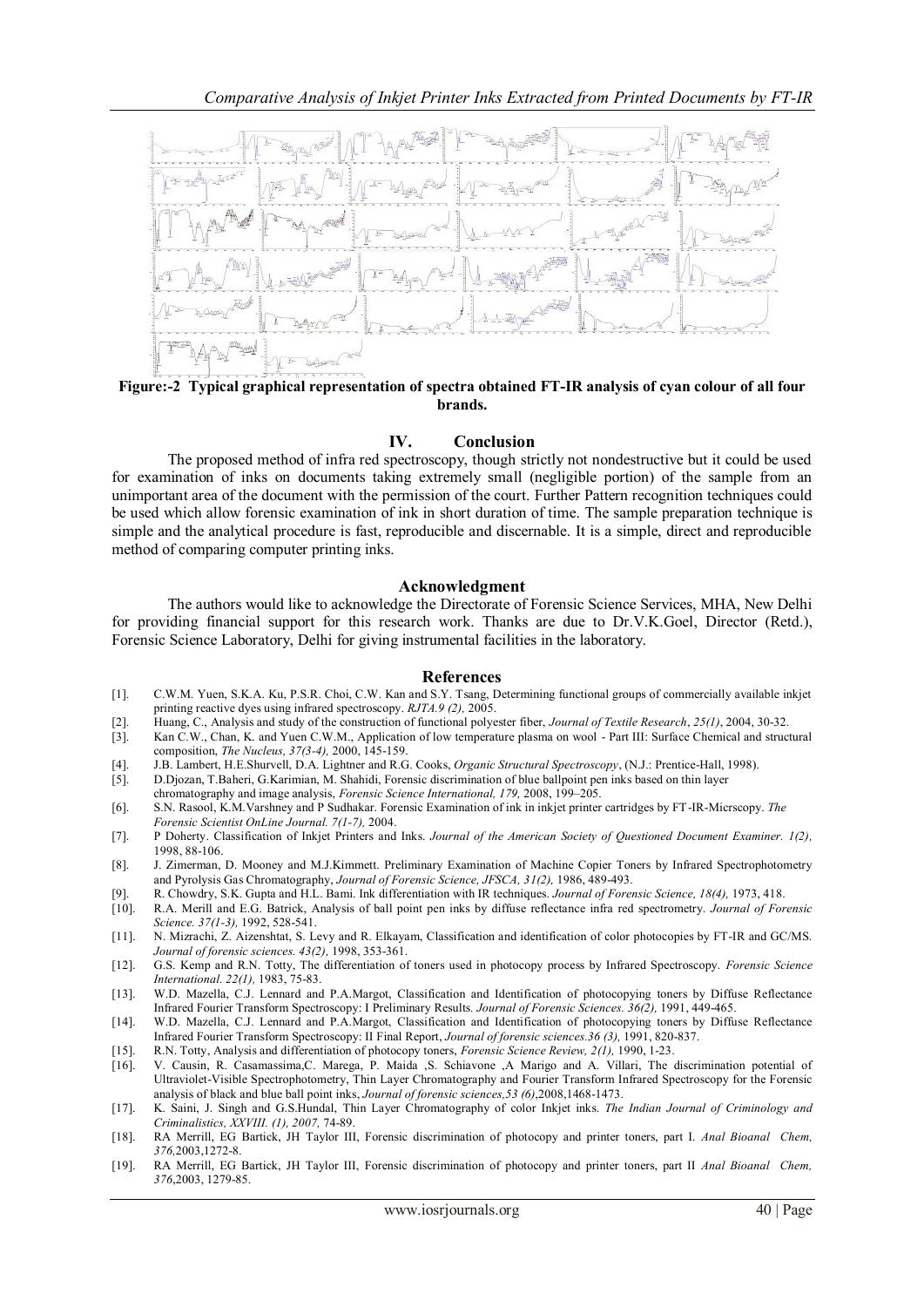**Figure:-2 Typical graphical representation of spectra obtained FT-IR analysis of cyan colour of all four brands.**

## IV. Conclusion

The proposed method of infra red spectroscopy, though strictly not nondestructive but it could be used for examination of inks on documents taking extremely small (negligible portion) of the sample from an unimportant area of the document with the permission of the court. Further Pattern recognition techniques could be used which allow forensic examination of ink in short duration of time. The sample preparation technique is simple and the analytical procedure is fast, reproducible and discernable. It is a simple, direct and reproducible method of comparing computer printing inks.

## Acknowledgment

The authors would like to acknowledge the Directorate of Forensic Science Services, MHA, New Delhi for providing financial support for this research work. Thanks are due to Dr.V.K.Goel, Director (Retd.), Forensic Science Laboratory, Delhi for giving instrumental facilities in the laboratory.

## References

[1]. C.W.M. Yuen, S.K.A. Ku, P.S.R. Choi, C.W. Kan and S.Y. Tsang, Determining functional groups of commercially available inkjet printing reactive dyes using infrared spectroscopy. *RJTA.9 (2),* 2005.

[2]. Huang, C., Analysis and study of the construction of functional polyester fiber, *Journal of Textile Research*, *25(1)*, 2004, 30-32.

[3]. Kan C.W., Chan, K. and Yuen C.W.M., Application of low temperature plasma on wool - Part III: Surface Chemical and structural composition, *The Nucleus, 37(3-4),* 2000, 145-159.

[4]. J.B. Lambert, H.E.Shurvell, D.A. Lightner and R.G. Cooks, *Organic Structural Spectroscopy*, (N.J.: Prentice-Hall, 1998).

[5]. D.Djozan, T.Baheri, G.Karimian, M. Shahidi, Forensic discrimination of blue ballpoint pen inks based on thin layer chromatography and image analysis, *Forensic Science International, 179,* 2008, 199–205.

[6]. S.N. Rasool, K.M.Varshney and P Sudhakar. Forensic Examination of ink in inkjet printer cartridges by FT-IR-Micrscopy. *The Forensic Scientist OnLine Journal. 7(1-7),* 2004.

[7]. P Doherty. Classification of Inkjet Printers and Inks. *Journal of the American Society of Questioned Document Examiner. 1(2),* 1998, 88-106.

[8]. J. Zimerman, D. Mooney and M.J.Kimmett. Preliminary Examination of Machine Copier Toners by Infrared Spectrophotometry and Pyrolysis Gas Chromatography, *Journal of Forensic Science, JFSCA, 31(2),* 1986, 489-493.

[9]. R. Chowdry, S.K. Gupta and H.L. Bami. Ink differentiation with IR techniques. *Journal of Forensic Science, 18(4),* 1973, 418.

[10]. R.A. Merill and E.G. Batrick, Analysis of ball point pen inks by diffuse reflectance infra red spectrometry. *Journal of Forensic Science. 37(1-3),* 1992, 528-541.

[11]. N. Mizrachi, Z. Aizenshtat, S. Levy and R. Elkayam, Classification and identification of color photocopies by FT-IR and GC/MS. *Journal of forensic sciences. 43(2),* 1998, 353-361.

[12]. G.S. Kemp and R.N. Totty, The differentiation of toners used in photocopy process by Infrared Spectroscopy. *Forensic Science International. 22(1),* 1983, 75-83.

[13]. W.D. Mazella, C.J. Lennard and P.A.Margot, Classification and Identification of photocopying toners by Diffuse Reflectance Infrared Fourier Transform Spectroscopy: I Preliminary Results. *Journal of Forensic Sciences. 36(2),* 1991, 449-465.

[14]. W.D. Mazella, C.J. Lennard and P.A.Margot, Classification and Identification of photocopying toners by Diffuse Reflectance Infrared Fourier Transform Spectroscopy: II Final Report, *Journal of forensic sciences.36 (3),* 1991, 820-837.

[15]. R.N. Totty, Analysis and differentiation of photocopy toners, *Forensic Science Review, 2(1),* 1990, 1-23.

[16]. V. Causin, R. Casamassima,C. Marega, P. Maida ,S. Schiavone ,A Marigo and A. Villari, The discrimination potential of Ultraviolet-Visible Spectrophotometry, Thin Layer Chromatography and Fourier Transform Infrared Spectroscopy for the Forensic analysis of black and blue ball point inks, *Journal of forensic sciences,53 (6)*,2008,1468-1473.

[17]. K. Saini, J. Singh and G.S.Hundal, Thin Layer Chromatography of color Inkjet inks. *The Indian Journal of Criminology and Criminalistics, XXVIII. (1), 2007,* 74-89.

[18]. RA Merrill, EG Bartick, JH Taylor III, Forensic discrimination of photocopy and printer toners, part I. *Anal Bioanal Chem, 376,*2003,1272-8.

[19]. RA Merrill, EG Bartick, JH Taylor III, Forensic discrimination of photocopy and printer toners, part II *Anal Bioanal Chem, 376*,2003, 1279-85.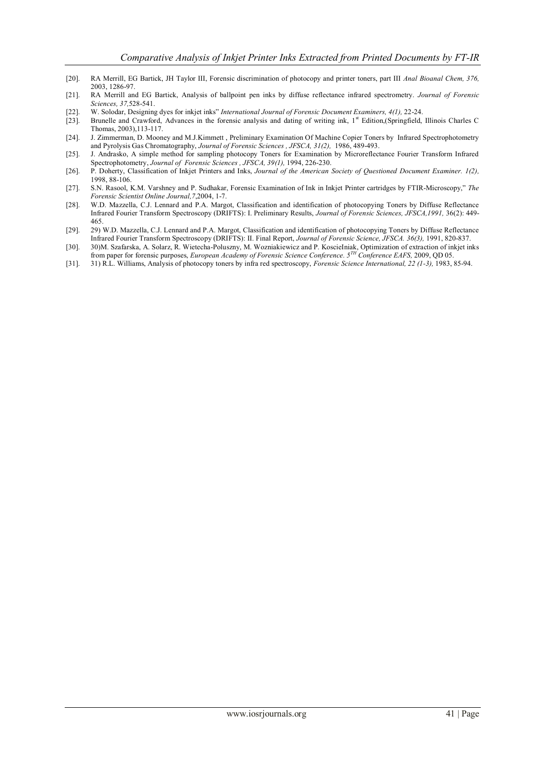[20]. RA Merrill, EG Bartick, JH Taylor III, Forensic discrimination of photocopy and printer toners, part III *Anal Bioanal Chem, 376,* 2003, 1286-97.

[21]. RA Merrill and EG Bartick, Analysis of ballpoint pen inks by diffuse reflectance infrared spectrometry. *Journal of Forensic Sciences, 37,*528-541.

[22]. W. Solodar, Designing dyes for inkjet inks" *International Journal of Forensic Document Examiners, 4(1),* 22-24.

[23]. Brunelle and Crawford, Advances in the forensic analysis and dating of writing ink, 1st Edition,(Springfield, Illinois Charles C Thomas, 2003),113-117.

[24]. J. Zimmerman, D. Mooney and M.J.Kimmett , Preliminary Examination Of Machine Copier Toners by Infrared Spectrophotometry and Pyrolysis Gas Chromatography, *Journal of Forensic Sciences , JFSCA, 31(2),* 1986, 489-493.

[25]. J. Andrasko, A simple method for sampling photocopy Toners for Examination by Microreflectance Fourier Transform Infrared Spectrophotometry, *Journal of Forensic Sciences , JFSCA, 39(1),* 1994, 226-230.

[26]. P. Doherty, Classification of Inkjet Printers and Inks, *Journal of the American Society of Questioned Document Examiner. 1(2),* 1998, 88-106.

[27]. S.N. Rasool, K.M. Varshney and P. Sudhakar, Forensic Examination of Ink in Inkjet Printer cartridges by FTIR-Microscopy," *The Forensic Scientist Online Journal,7*,2004, 1-7.

[28]. W.D. Mazzella, C.J. Lennard and P.A. Margot, Classification and identification of photocopying Toners by Diffuse Reflectance Infrared Fourier Transform Spectroscopy (DRIFTS): I. Preliminary Results, *Journal of Forensic Sciences, JFSCA,1991,* 36(2): 449-465.

[29]. 29) W.D. Mazzella, C.J. Lennard and P.A. Margot, Classification and identification of photocopying Toners by Diffuse Reflectance Infrared Fourier Transform Spectroscopy (DRIFTS): II. Final Report, *Journal of Forensic Science, JFSCA. 36(3),* 1991, 820-837.

[30]. 30)M. Szafarska, A. Solarz, R. Wietecha-Poluszny, M. Wozniakiewicz and P. KoscieIniak, Optimization of extraction of inkjet inks from paper for forensic purposes, *European Academy of Forensic Science Conference. 5TH Conference EAFS,* 2009, QD 05.

[31]. 31) R.L. Williams, Analysis of photocopy toners by infra red spectroscopy, *Forensic Science International, 22 (1-3),* 1983, 85-94.